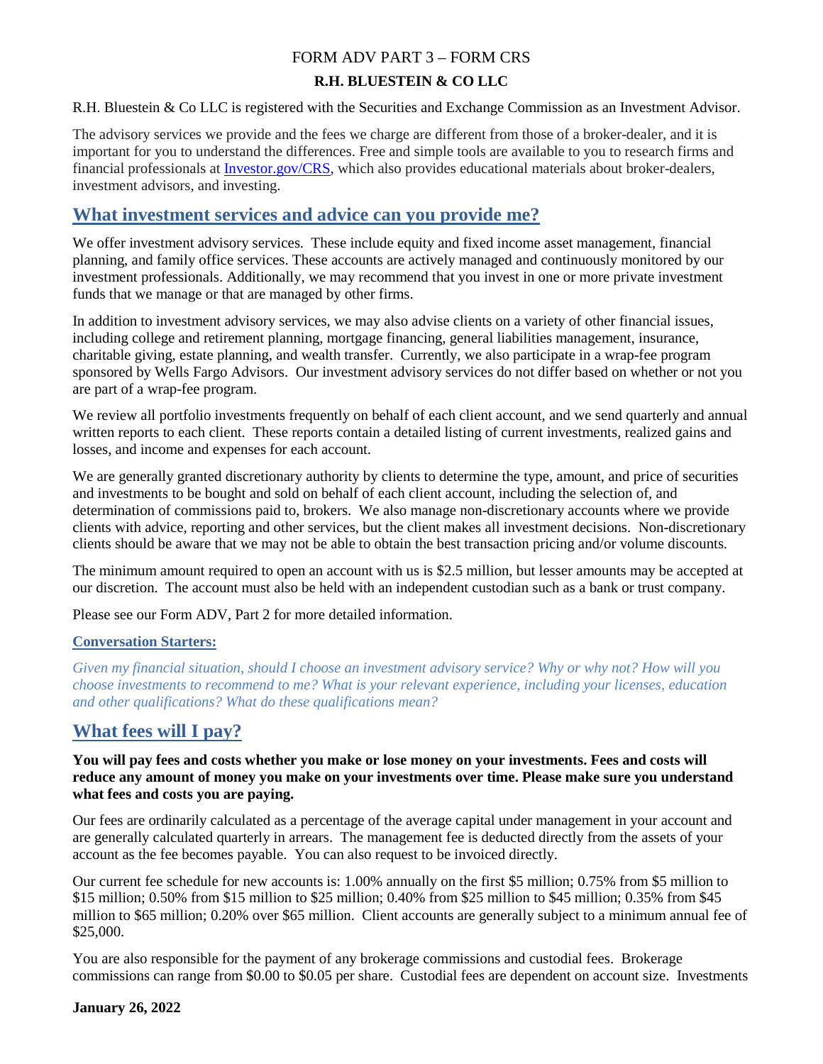# FORM ADV PART 3 – FORM CRS

**R.H. BLUESTEIN & CO LLC**

R.H. Bluestein & Co LLC is registered with the Securities and Exchange Commission as an Investment Advisor.

The advisory services we provide and the fees we charge are different from those of a broker-dealer, and it is important for you to understand the differences. Free and simple tools are available to you to research firms and financial professionals at Investor.gov/CRS, which also provides educational materials about broker-dealers, investment advisors, and investing.

## What investment services and advice can you provide me?

We offer investment advisory services. These include equity and fixed income asset management, financial planning, and family office services. These accounts are actively managed and continuously monitored by our investment professionals. Additionally, we may recommend that you invest in one or more private investment funds that we manage or that are managed by other firms.

In addition to investment advisory services, we may also advise clients on a variety of other financial issues, including college and retirement planning, mortgage financing, general liabilities management, insurance, charitable giving, estate planning, and wealth transfer. Currently, we also participate in a wrap-fee program sponsored by Wells Fargo Advisors. Our investment advisory services do not differ based on whether or not you are part of a wrap-fee program.

We review all portfolio investments frequently on behalf of each client account, and we send quarterly and annual written reports to each client. These reports contain a detailed listing of current investments, realized gains and losses, and income and expenses for each account.

We are generally granted discretionary authority by clients to determine the type, amount, and price of securities and investments to be bought and sold on behalf of each client account, including the selection of, and determination of commissions paid to, brokers. We also manage non-discretionary accounts where we provide clients with advice, reporting and other services, but the client makes all investment decisions. Non-discretionary clients should be aware that we may not be able to obtain the best transaction pricing and/or volume discounts.

The minimum amount required to open an account with us is $2.5 million, but lesser amounts may be accepted at our discretion. The account must also be held with an independent custodian such as a bank or trust company.

Please see our Form ADV, Part 2 for more detailed information.

### Conversation Starters:

*Given my financial situation, should I choose an investment advisory service? Why or why not? How will you choose investments to recommend to me? What is your relevant experience, including your licenses, education and other qualifications? What do these qualifications mean?*

## What fees will I pay?

**You will pay fees and costs whether you make or lose money on your investments. Fees and costs will reduce any amount of money you make on your investments over time. Please make sure you understand what fees and costs you are paying.**

Our fees are ordinarily calculated as a percentage of the average capital under management in your account and are generally calculated quarterly in arrears. The management fee is deducted directly from the assets of your account as the fee becomes payable. You can also request to be invoiced directly.

Our current fee schedule for new accounts is: 1.00% annually on the first $5 million; 0.75% from $5 million to $15 million; 0.50% from $15 million to $25 million; 0.40% from $25 million to $45 million; 0.35% from $45 million to $65 million; 0.20% over $65 million. Client accounts are generally subject to a minimum annual fee of $25,000.

You are also responsible for the payment of any brokerage commissions and custodial fees. Brokerage commissions can range from $0.00 to $0.05 per share. Custodial fees are dependent on account size. Investments

**January 26, 2022**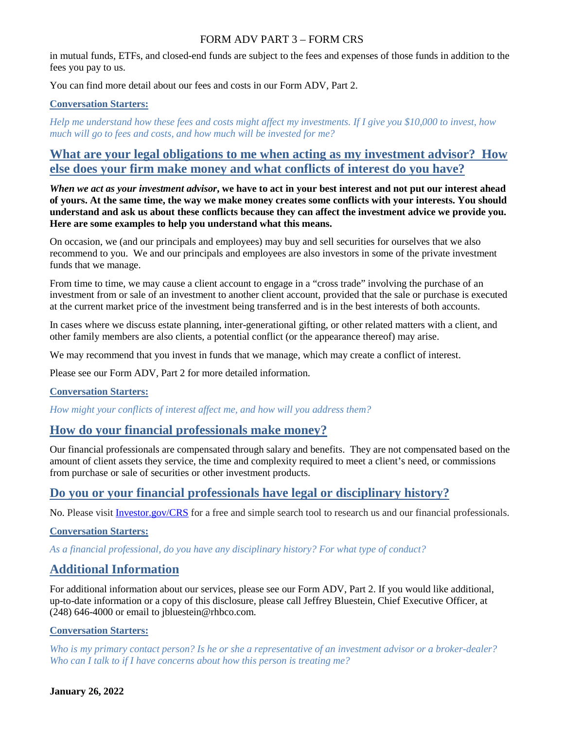in mutual funds, ETFs, and closed-end funds are subject to the fees and expenses of those funds in addition to the fees you pay to us.

You can find more detail about our fees and costs in our Form ADV, Part 2.

**Conversation Starters:**

*Help me understand how these fees and costs might affect my investments. If I give you $10,000 to invest, how much will go to fees and costs, and how much will be invested for me?*

## What are your legal obligations to me when acting as my investment advisor? How else does your firm make money and what conflicts of interest do you have?

***When we act as your investment advisor*, we have to act in your best interest and not put our interest ahead of yours. At the same time, the way we make money creates some conflicts with your interests. You should understand and ask us about these conflicts because they can affect the investment advice we provide you. Here are some examples to help you understand what this means.**

On occasion, we (and our principals and employees) may buy and sell securities for ourselves that we also recommend to you. We and our principals and employees are also investors in some of the private investment funds that we manage.

From time to time, we may cause a client account to engage in a "cross trade" involving the purchase of an investment from or sale of an investment to another client account, provided that the sale or purchase is executed at the current market price of the investment being transferred and is in the best interests of both accounts.

In cases where we discuss estate planning, inter-generational gifting, or other related matters with a client, and other family members are also clients, a potential conflict (or the appearance thereof) may arise.

We may recommend that you invest in funds that we manage, which may create a conflict of interest.

Please see our Form ADV, Part 2 for more detailed information.

**Conversation Starters:**

*How might your conflicts of interest affect me, and how will you address them?*

## How do your financial professionals make money?

Our financial professionals are compensated through salary and benefits. They are not compensated based on the amount of client assets they service, the time and complexity required to meet a client's need, or commissions from purchase or sale of securities or other investment products.

## Do you or your financial professionals have legal or disciplinary history?

No. Please visit [Investor.gov/CRS](Investor.gov/CRS) for a free and simple search tool to research us and our financial professionals.

**Conversation Starters:**

*As a financial professional, do you have any disciplinary history? For what type of conduct?*

## Additional Information

For additional information about our services, please see our Form ADV, Part 2. If you would like additional, up-to-date information or a copy of this disclosure, please call Jeffrey Bluestein, Chief Executive Officer, at (248) 646-4000 or email to jbluestein@rhbco.com.

**Conversation Starters:**

*Who is my primary contact person? Is he or she a representative of an investment advisor or a broker-dealer? Who can I talk to if I have concerns about how this person is treating me?*

**January 26, 2022**